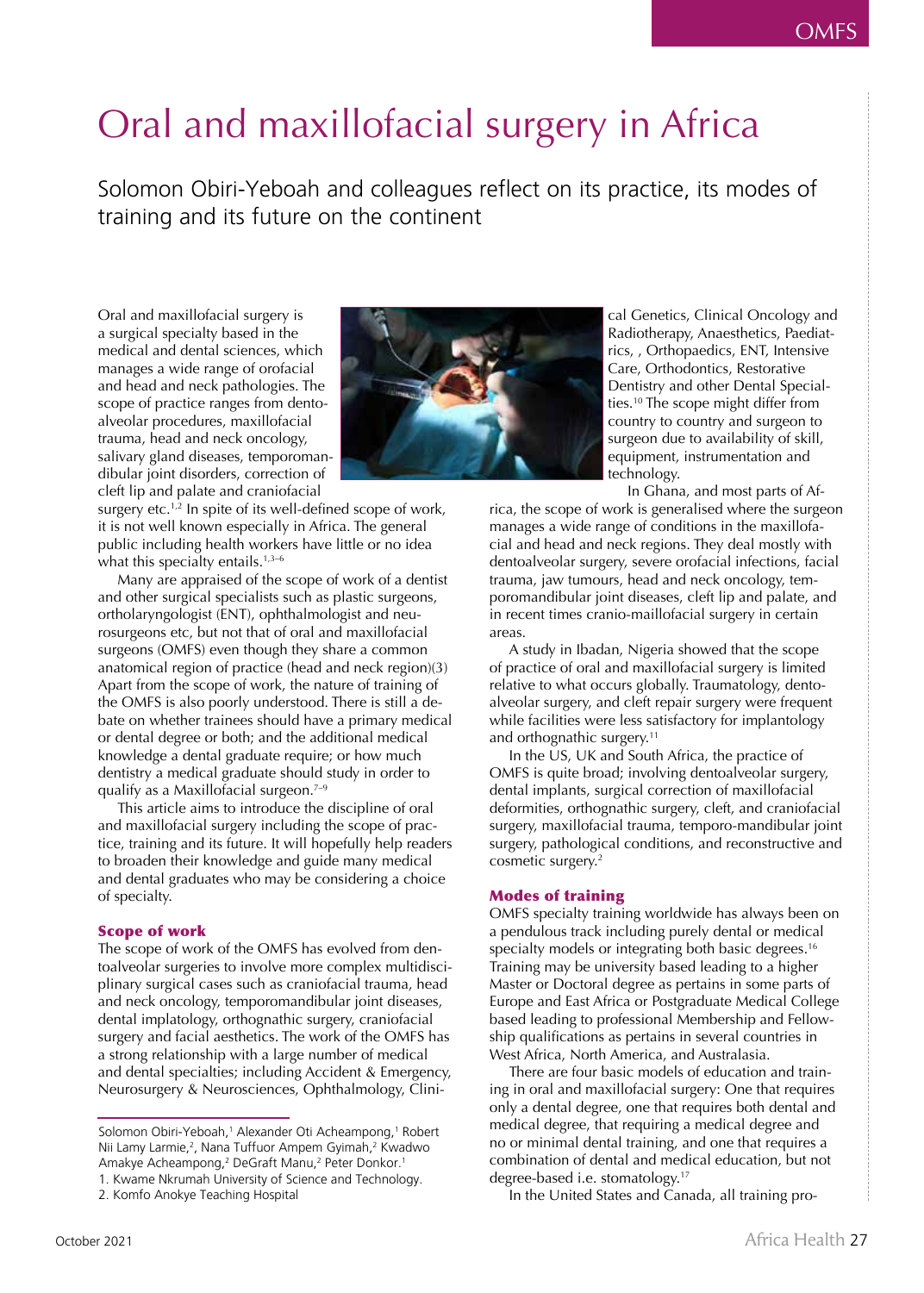# Oral and maxillofacial surgery in Africa

Solomon Obiri-Yeboah and colleagues reflect on its practice, its modes of training and its future on the continent

Oral and maxillofacial surgery is a surgical specialty based in the medical and dental sciences, which manages a wide range of orofacial and head and neck pathologies. The scope of practice ranges from dento-alveolar procedures, maxillofacial trauma, head and neck oncology, salivary gland diseases, temporomandibular joint disorders, correction of cleft lip and palate and craniofacial surgery etc.[1,2] In spite of its well-defined scope of work, it is not well known especially in Africa. The general public including health workers have little or no idea what this specialty entails.[1,3–6]

Many are appraised of the scope of work of a dentist and other surgical specialists such as plastic surgeons, ortholaryngologist (ENT), ophthalmologist and neurosurgeons etc, but not that of oral and maxillofacial surgeons (OMFS) even though they share a common anatomical region of practice (head and neck region)(3) Apart from the scope of work, the nature of training of the OMFS is also poorly understood. There is still a debate on whether trainees should have a primary medical or dental degree or both; and the additional medical knowledge a dental graduate require; or how much dentistry a medical graduate should study in order to qualify as a Maxillofacial surgeon.[7–9]

This article aims to introduce the discipline of oral and maxillofacial surgery including the scope of practice, training and its future. It will hopefully help readers to broaden their knowledge and guide many medical and dental graduates who may be considering a choice of specialty.

## Scope of work

The scope of work of the OMFS has evolved from dentoalveolar surgeries to involve more complex multidisciplinary surgical cases such as craniofacial trauma, head and neck oncology, temporomandibular joint diseases, dental implatology, orthognathic surgery, craniofacial surgery and facial aesthetics. The work of the OMFS has a strong relationship with a large number of medical and dental specialties; including Accident & Emergency, Neurosurgery & Neurosciences, Ophthalmology, Clinical Genetics, Clinical Oncology and Radiotherapy, Anaesthetics, Paediatrics, , Orthopaedics, ENT, Intensive Care, Orthodontics, Restorative Dentistry and other Dental Specialties.[10] The scope might differ from country to country and surgeon to surgeon due to availability of skill, equipment, instrumentation and technology.

In Ghana, and most parts of Africa, the scope of work is generalised where the surgeon manages a wide range of conditions in the maxillofacial and head and neck regions. They deal mostly with dentoalveolar surgery, severe orofacial infections, facial trauma, jaw tumours, head and neck oncology, temporomandibular joint diseases, cleft lip and palate, and in recent times cranio-maillofacial surgery in certain areas.

A study in Ibadan, Nigeria showed that the scope of practice of oral and maxillofacial surgery is limited relative to what occurs globally. Traumatology, dento-alveolar surgery, and cleft repair surgery were frequent while facilities were less satisfactory for implantology and orthognathic surgery.[11]

In the US, UK and South Africa, the practice of OMFS is quite broad; involving dentoalveolar surgery, dental implants, surgical correction of maxillofacial deformities, orthognathic surgery, cleft, and craniofacial surgery, maxillofacial trauma, temporo-mandibular joint surgery, pathological conditions, and reconstructive and cosmetic surgery.[2]

## Modes of training

OMFS specialty training worldwide has always been on a pendulous track including purely dental or medical specialty models or integrating both basic degrees.[16] Training may be university based leading to a higher Master or Doctoral degree as pertains in some parts of Europe and East Africa or Postgraduate Medical College based leading to professional Membership and Fellowship qualifications as pertains in several countries in West Africa, North America, and Australasia.

There are four basic models of education and training in oral and maxillofacial surgery: One that requires only a dental degree, one that requires both dental and medical degree, that requiring a medical degree and no or minimal dental training, and one that requires a combination of dental and medical education, but not degree-based i.e. stomatology.[17]

In the United States and Canada, all training pro-

Solomon Obiri-Yeboah,[1] Alexander Oti Acheampong,[1] Robert Nii Lamy Larmie,[2], Nana Tuffuor Ampem Gyimah,[2] Kwadwo Amakye Acheampong,[2] DeGraft Manu,[2] Peter Donkor.[1]

1. Kwame Nkrumah University of Science and Technology.
2. Komfo Anokye Teaching Hospital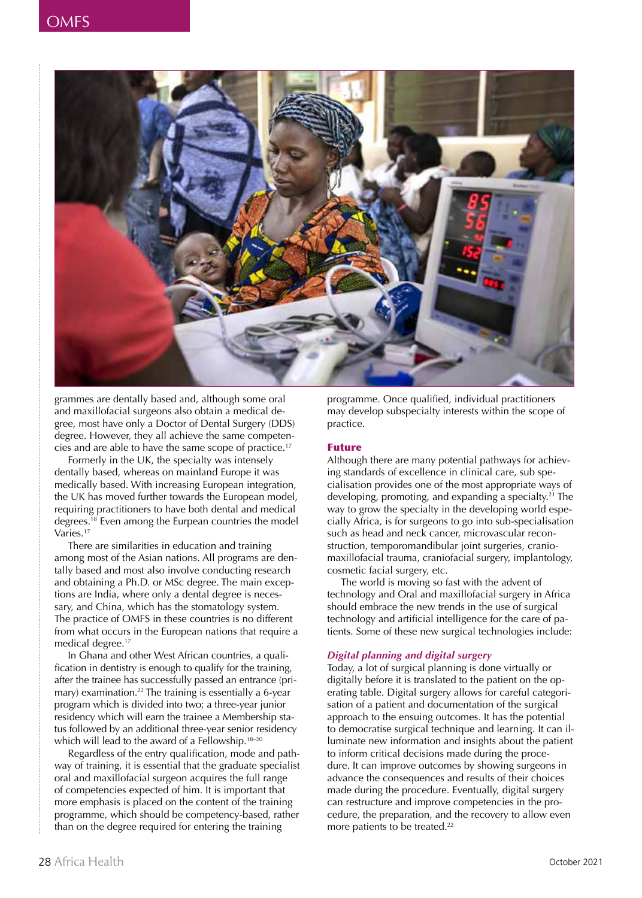grammes are dentally based and, although some oral and maxillofacial surgeons also obtain a medical degree, most have only a Doctor of Dental Surgery (DDS) degree. However, they all achieve the same competencies and are able to have the same scope of practice.[17]

Formerly in the UK, the specialty was intensely dentally based, whereas on mainland Europe it was medically based. With increasing European integration, the UK has moved further towards the European model, requiring practitioners to have both dental and medical degrees.[18] Even among the Eurpean countries the model Varies.[17]

There are similarities in education and training among most of the Asian nations. All programs are dentally based and most also involve conducting research and obtaining a Ph.D. or MSc degree. The main exceptions are India, where only a dental degree is necessary, and China, which has the stomatology system. The practice of OMFS in these countries is no different from what occurs in the European nations that require a medical degree.[17]

In Ghana and other West African countries, a qualification in dentistry is enough to qualify for the training, after the trainee has successfully passed an entrance (primary) examination.[22] The training is essentially a 6-year program which is divided into two; a three-year junior residency which will earn the trainee a Membership status followed by an additional three-year senior residency which will lead to the award of a Fellowship.[18–20]

Regardless of the entry qualification, mode and pathway of training, it is essential that the graduate specialist oral and maxillofacial surgeon acquires the full range of competencies expected of him. It is important that more emphasis is placed on the content of the training programme, which should be competency-based, rather than on the degree required for entering the training programme. Once qualified, individual practitioners may develop subspecialty interests within the scope of practice.

## Future

Although there are many potential pathways for achieving standards of excellence in clinical care, sub specialisation provides one of the most appropriate ways of developing, promoting, and expanding a specialty.[21] The way to grow the specialty in the developing world especially Africa, is for surgeons to go into sub-specialisation such as head and neck cancer, microvascular reconstruction, temporomandibular joint surgeries, craniomaxillofacial trauma, craniofacial surgery, implantology, cosmetic facial surgery, etc.

The world is moving so fast with the advent of technology and Oral and maxillofacial surgery in Africa should embrace the new trends in the use of surgical technology and artificial intelligence for the care of patients. Some of these new surgical technologies include:

### *Digital planning and digital surgery*

Today, a lot of surgical planning is done virtually or digitally before it is translated to the patient on the operating table. Digital surgery allows for careful categorisation of a patient and documentation of the surgical approach to the ensuing outcomes. It has the potential to democratise surgical technique and learning. It can illuminate new information and insights about the patient to inform critical decisions made during the procedure. It can improve outcomes by showing surgeons in advance the consequences and results of their choices made during the procedure. Eventually, digital surgery can restructure and improve competencies in the procedure, the preparation, and the recovery to allow even more patients to be treated.[22]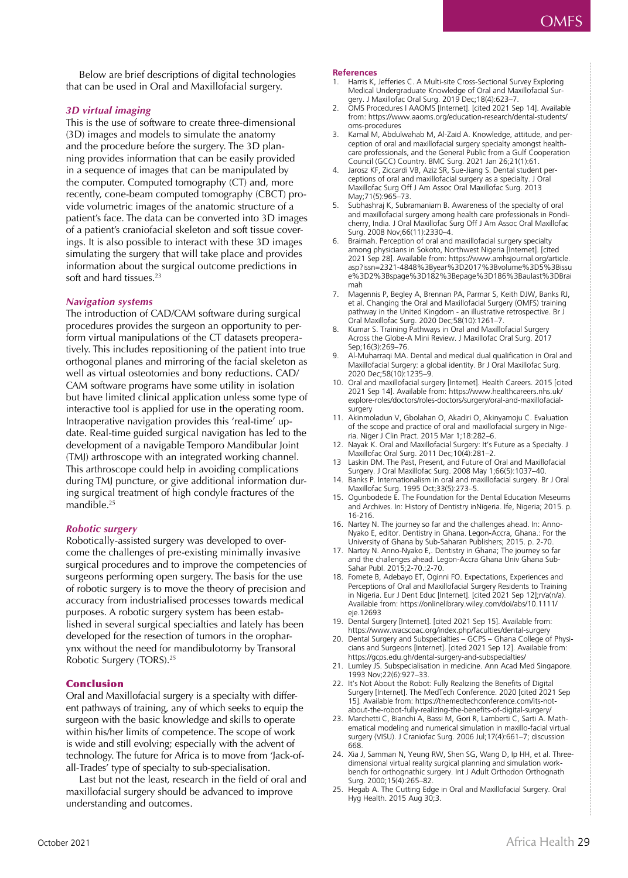Below are brief descriptions of digital technologies that can be used in Oral and Maxillofacial surgery.

### *3D virtual imaging*

This is the use of software to create three-dimensional (3D) images and models to simulate the anatomy and the procedure before the surgery. The 3D planning provides information that can be easily provided in a sequence of images that can be manipulated by the computer. Computed tomography (CT) and, more recently, cone-beam computed tomography (CBCT) provide volumetric images of the anatomic structure of a patient's face. The data can be converted into 3D images of a patient's craniofacial skeleton and soft tissue coverings. It is also possible to interact with these 3D images simulating the surgery that will take place and provides information about the surgical outcome predictions in soft and hard tissues.[23]

### *Navigation systems*

The introduction of CAD/CAM software during surgical procedures provides the surgeon an opportunity to perform virtual manipulations of the CT datasets preoperatively. This includes repositioning of the patient into true orthogonal planes and mirroring of the facial skeleton as well as virtual osteotomies and bony reductions. CAD/CAM software programs have some utility in isolation but have limited clinical application unless some type of interactive tool is applied for use in the operating room. Intraoperative navigation provides this 'real-time' update. Real-time guided surgical navigation has led to the development of a navigable Temporo Mandibular Joint (TMJ) arthroscope with an integrated working channel. This arthroscope could help in avoiding complications during TMJ puncture, or give additional information during surgical treatment of high condyle fractures of the mandible.[25]

### *Robotic surgery*

Robotically-assisted surgery was developed to overcome the challenges of pre-existing minimally invasive surgical procedures and to improve the competencies of surgeons performing open surgery. The basis for the use of robotic surgery is to move the theory of precision and accuracy from industrialised processes towards medical purposes. A robotic surgery system has been established in several surgical specialties and lately has been developed for the resection of tumors in the oropharynx without the need for mandibulotomy by Transoral Robotic Surgery (TORS).[25]

## Conclusion

Oral and Maxillofacial surgery is a specialty with different pathways of training, any of which seeks to equip the surgeon with the basic knowledge and skills to operate within his/her limits of competence. The scope of work is wide and still evolving; especially with the advent of technology. The future for Africa is to move from 'Jack-of-all-Trades' type of specialty to sub-specialisation.

Last but not the least, research in the field of oral and maxillofacial surgery should be advanced to improve understanding and outcomes.

## References

1. Harris K, Jefferies C. A Multi-site Cross-Sectional Survey Exploring Medical Undergraduate Knowledge of Oral and Maxillofacial Surgery. J Maxillofac Oral Surg. 2019 Dec;18(4):623–7.
2. OMS Procedures l AAOMS [Internet]. [cited 2021 Sep 14]. Available from: https://www.aaoms.org/education-research/dental-students/oms-procedures
3. Kamal M, Abdulwahab M, Al-Zaid A. Knowledge, attitude, and perception of oral and maxillofacial surgery specialty amongst healthcare professionals, and the General Public from a Gulf Cooperation Council (GCC) Country. BMC Surg. 2021 Jan 26;21(1):61.
4. Jarosz KF, Ziccardi VB, Aziz SR, Sue-Jiang S. Dental student perceptions of oral and maxillofacial surgery as a specialty. J Oral Maxillofac Surg Off J Am Assoc Oral Maxillofac Surg. 2013 May;71(5):965–73.
5. Subhashraj K, Subramaniam B. Awareness of the specialty of oral and maxillofacial surgery among health care professionals in Pondicherry, India. J Oral Maxillofac Surg Off J Am Assoc Oral Maxillofac Surg. 2008 Nov;66(11):2330–4.
6. Braimah. Perception of oral and maxillofacial surgery specialty among physicians in Sokoto, Northwest Nigeria [Internet]. [cited 2021 Sep 28]. Available from: https://www.amhsjournal.org/article.asp?issn=2321-4848%3Byear%3D2017%3Bvolume%3D5%3Bissue%3D2%3Bspage%3D182%3Bepage%3D186%3Baulast%3DBraimah
7. Magennis P, Begley A, Brennan PA, Parmar S, Keith DJW, Banks RJ, et al. Changing the Oral and Maxillofacial Surgery (OMFS) training pathway in the United Kingdom - an illustrative retrospective. Br J Oral Maxillofac Surg. 2020 Dec;58(10):1261–7.
8. Kumar S. Training Pathways in Oral and Maxillofacial Surgery Across the Globe-A Mini Review. J Maxillofac Oral Surg. 2017 Sep;16(3):269–76.
9. Al-Muharraqi MA. Dental and medical dual qualification in Oral and Maxillofacial Surgery: a global identity. Br J Oral Maxillofac Surg. 2020 Dec;58(10):1235–9.
10. Oral and maxillofacial surgery [Internet]. Health Careers. 2015 [cited 2021 Sep 14]. Available from: https://www.healthcareers.nhs.uk/explore-roles/doctors/roles-doctors/surgery/oral-and-maxillofacial-surgery
11. Akinmoladun V, Gbolahan O, Akadiri O, Akinyamoju C. Evaluation of the scope and practice of oral and maxillofacial surgery in Nigeria. Niger J Clin Pract. 2015 Mar 1;18:282–6.
12. Nayak K. Oral and Maxillofacial Surgery: It's Future as a Specialty. J Maxillofac Oral Surg. 2011 Dec;10(4):281–2.
13. Laskin DM. The Past, Present, and Future of Oral and Maxillofacial Surgery. J Oral Maxillofac Surg. 2008 May 1;66(5):1037–40.
14. Banks P. Internationalism in oral and maxillofacial surgery. Br J Oral Maxillofac Surg. 1995 Oct;33(5):273–5.
15. Ogunbodede E. The Foundation for the Dental Education Meseums and Archives. In: History of Dentistry inNigeria. Ife, Nigeria; 2015. p. 16-216.
16. Nartey N. The journey so far and the challenges ahead. In: Anno-Nyako E, editor. Dentistry in Ghana. Legon-Accra, Ghana.: For the University of Ghana by Sub-Saharan Publishers; 2015. p. 2-70.
17. Nartey N. Anno-Nyako E,. Dentistry in Ghana; The journey so far and the challenges ahead. Legon-Accra Ghana Univ Ghana Sub-Sahar Publ. 2015;2-70.:2-70.
18. Fomete B, Adebayo ET, Oginni FO. Expectations, Experiences and Perceptions of Oral and Maxillofacial Surgery Residents to Training in Nigeria. Eur J Dent Educ [Internet]. [cited 2021 Sep 12];n/a(n/a). Available from: https://onlinelibrary.wiley.com/doi/abs/10.1111/eje.12693
19. Dental Surgery [Internet]. [cited 2021 Sep 15]. Available from: https://www.wacscoac.org/index.php/faculties/dental-surgery
20. Dental Surgery and Subspecialties – GCPS – Ghana College of Physicians and Surgeons [Internet]. [cited 2021 Sep 12]. Available from: https://gcps.edu.gh/dental-surgery-and-subspecialties/
21. Lumley JS. Subspecialisation in medicine. Ann Acad Med Singapore. 1993 Nov;22(6):927–33.
22. It's Not About the Robot: Fully Realizing the Benefits of Digital Surgery [Internet]. The MedTech Conference. 2020 [cited 2021 Sep 15]. Available from: https://themedtechconference.com/its-not-about-the-robot-fully-realizing-the-benefits-of-digital-surgery/
23. Marchetti C, Bianchi A, Bassi M, Gori R, Lamberti C, Sarti A. Mathematical modeling and numerical simulation in maxillo-facial virtual surgery (VISU). J Craniofac Surg. 2006 Jul;17(4):661–7; discussion 668.
24. Xia J, Samman N, Yeung RW, Shen SG, Wang D, Ip HH, et al. Three-dimensional virtual reality surgical planning and simulation workbench for orthognathic surgery. Int J Adult Orthodon Orthognath Surg. 2000;15(4):265–82.
25. Hegab A. The Cutting Edge in Oral and Maxillofacial Surgery. Oral Hyg Health. 2015 Aug 30;3.